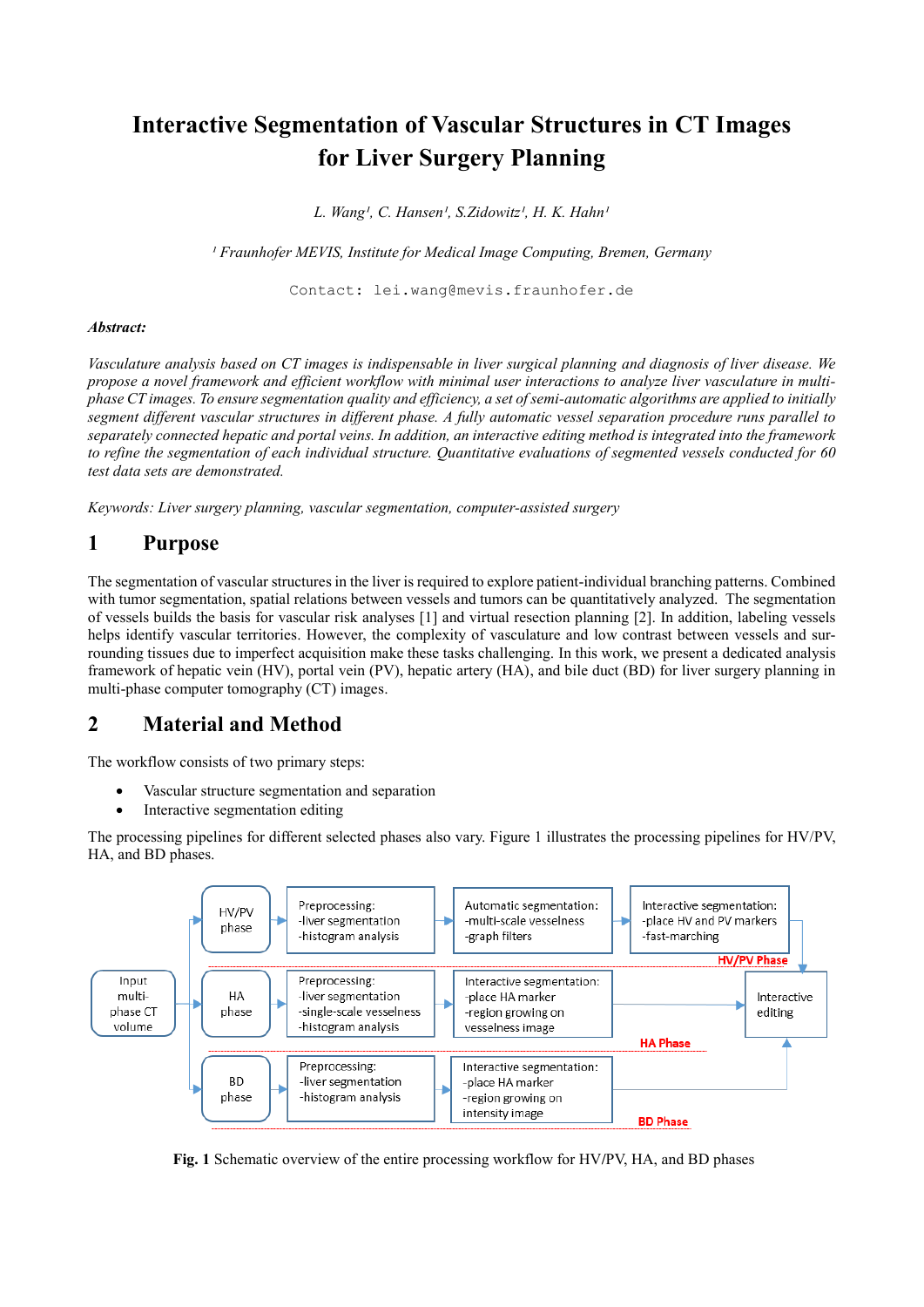# Interactive Segmentation of Vascular Structures in CT Images for Liver Surgery Planning

*L. Wang[1], C. Hansen[1], S.Zidowitz[1], H. K. Hahn[1]*

*[1] Fraunhofer MEVIS, Institute for Medical Image Computing, Bremen, Germany*

```
Contact: lei.wang@mevis.fraunhofer.de
```

***Abstract:***

*Vasculature analysis based on CT images is indispensable in liver surgical planning and diagnosis of liver disease. We propose a novel framework and efficient workflow with minimal user interactions to analyze liver vasculature in multi-phase CT images. To ensure segmentation quality and efficiency, a set of semi-automatic algorithms are applied to initially segment different vascular structures in different phase. A fully automatic vessel separation procedure runs parallel to separately connected hepatic and portal veins. In addition, an interactive editing method is integrated into the framework to refine the segmentation of each individual structure. Quantitative evaluations of segmented vessels conducted for 60 test data sets are demonstrated.*

*Keywords: Liver surgery planning, vascular segmentation, computer-assisted surgery*

## 1 Purpose

The segmentation of vascular structures in the liver is required to explore patient-individual branching patterns. Combined with tumor segmentation, spatial relations between vessels and tumors can be quantitatively analyzed. The segmentation of vessels builds the basis for vascular risk analyses [1] and virtual resection planning [2]. In addition, labeling vessels helps identify vascular territories. However, the complexity of vasculature and low contrast between vessels and surrounding tissues due to imperfect acquisition make these tasks challenging. In this work, we present a dedicated analysis framework of hepatic vein (HV), portal vein (PV), hepatic artery (HA), and bile duct (BD) for liver surgery planning in multi-phase computer tomography (CT) images.

## 2 Material and Method

The workflow consists of two primary steps:

- Vascular structure segmentation and separation
- Interactive segmentation editing

The processing pipelines for different selected phases also vary. Figure 1 illustrates the processing pipelines for HV/PV, HA, and BD phases.

Input multi-phase CT volume

HV/PV phase → Preprocessing: -liver segmentation -histogram analysis → Automatic segmentation: -multi-scale vesselness -graph filters → Interactive segmentation: -place HV and PV markers -fast-marching → Interactive editing (HV/PV Phase)

HA phase → Preprocessing: -liver segmentation -single-scale vesselness -histogram analysis → Interactive segmentation: -place HA marker -region growing on vesselness image → Interactive editing (HA Phase)

BD phase → Preprocessing: -liver segmentation -histogram analysis → Interactive segmentation: -place HA marker -region growing on intensity image → Interactive editing (BD Phase)

**Fig. 1** Schematic overview of the entire processing workflow for HV/PV, HA, and BD phases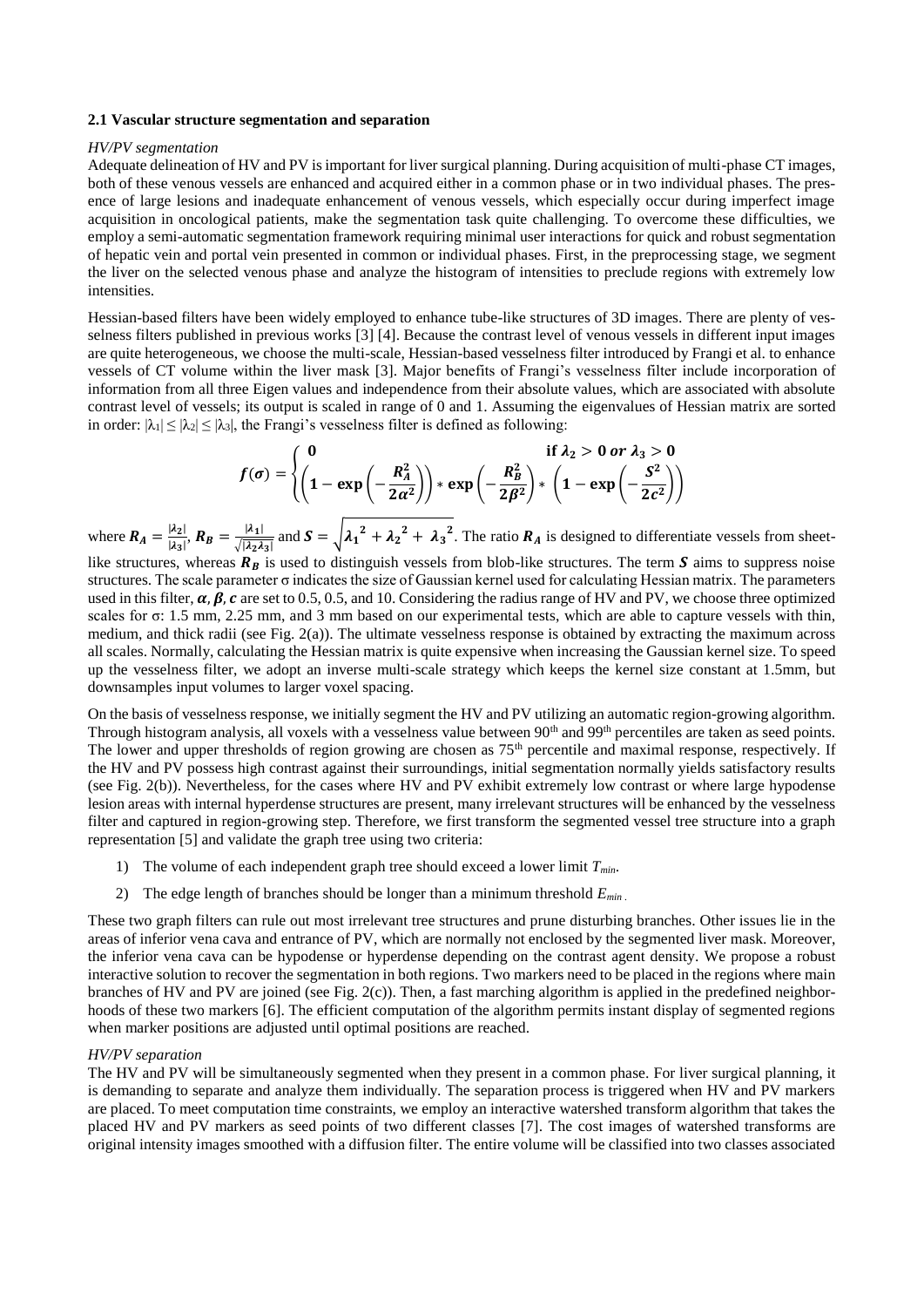### 2.1 Vascular structure segmentation and separation

*HV/PV segmentation*

Adequate delineation of HV and PV is important for liver surgical planning. During acquisition of multi-phase CT images, both of these venous vessels are enhanced and acquired either in a common phase or in two individual phases. The presence of large lesions and inadequate enhancement of venous vessels, which especially occur during imperfect image acquisition in oncological patients, make the segmentation task quite challenging. To overcome these difficulties, we employ a semi-automatic segmentation framework requiring minimal user interactions for quick and robust segmentation of hepatic vein and portal vein presented in common or individual phases. First, in the preprocessing stage, we segment the liver on the selected venous phase and analyze the histogram of intensities to preclude regions with extremely low intensities.

Hessian-based filters have been widely employed to enhance tube-like structures of 3D images. There are plenty of vesselness filters published in previous works [3] [4]. Because the contrast level of venous vessels in different input images are quite heterogeneous, we choose the multi-scale, Hessian-based vesselness filter introduced by Frangi et al. to enhance vessels of CT volume within the liver mask [3]. Major benefits of Frangi's vesselness filter include incorporation of information from all three Eigen values and independence from their absolute values, which are associated with absolute contrast level of vessels; its output is scaled in range of 0 and 1. Assuming the eigenvalues of Hessian matrix are sorted in order: $|\lambda_1| \leq |\lambda_2| \leq |\lambda_3|$, the Frangi's vesselness filter is defined as following:

$$f(\sigma) = \begin{cases} \mathbf{0} & \textbf{if } \lambda_2 > \mathbf{0} \textbf{ or } \lambda_3 > \mathbf{0} \\ \left(\mathbf{1} - \exp\left(-\frac{R_A^2}{2\alpha^2}\right)\right) * \exp\left(-\frac{R_B^2}{2\beta^2}\right) * \left(\mathbf{1} - \exp\left(-\frac{S^2}{2c^2}\right)\right) & \end{cases}$$

where $R_A = \frac{|\lambda_2|}{|\lambda_3|}$, $R_B = \frac{|\lambda_1|}{\sqrt{|\lambda_2\lambda_3|}}$ and $S = \sqrt{{\lambda_1}^2 + {\lambda_2}^2 + {\lambda_3}^2}$. The ratio $R_A$ is designed to differentiate vessels from sheet-like structures, whereas $R_B$ is used to distinguish vessels from blob-like structures. The term $S$ aims to suppress noise structures. The scale parameter $\sigma$ indicates the size of Gaussian kernel used for calculating Hessian matrix. The parameters used in this filter, $\alpha, \beta, c$ are set to 0.5, 0.5, and 10. Considering the radius range of HV and PV, we choose three optimized scales for $\sigma$: 1.5 mm, 2.25 mm, and 3 mm based on our experimental tests, which are able to capture vessels with thin, medium, and thick radii (see Fig. 2(a)). The ultimate vesselness response is obtained by extracting the maximum across all scales. Normally, calculating the Hessian matrix is quite expensive when increasing the Gaussian kernel size. To speed up the vesselness filter, we adopt an inverse multi-scale strategy which keeps the kernel size constant at 1.5mm, but downsamples input volumes to larger voxel spacing.

On the basis of vesselness response, we initially segment the HV and PV utilizing an automatic region-growing algorithm. Through histogram analysis, all voxels with a vesselness value between 90th and 99th percentiles are taken as seed points. The lower and upper thresholds of region growing are chosen as 75th percentile and maximal response, respectively. If the HV and PV possess high contrast against their surroundings, initial segmentation normally yields satisfactory results (see Fig. 2(b)). Nevertheless, for the cases where HV and PV exhibit extremely low contrast or where large hypodense lesion areas with internal hyperdense structures are present, many irrelevant structures will be enhanced by the vesselness filter and captured in region-growing step. Therefore, we first transform the segmented vessel tree structure into a graph representation [5] and validate the graph tree using two criteria:

1) The volume of each independent graph tree should exceed a lower limit $T_{min}$.
2) The edge length of branches should be longer than a minimum threshold $E_{min}$.

These two graph filters can rule out most irrelevant tree structures and prune disturbing branches. Other issues lie in the areas of inferior vena cava and entrance of PV, which are normally not enclosed by the segmented liver mask. Moreover, the inferior vena cava can be hypodense or hyperdense depending on the contrast agent density. We propose a robust interactive solution to recover the segmentation in both regions. Two markers need to be placed in the regions where main branches of HV and PV are joined (see Fig. 2(c)). Then, a fast marching algorithm is applied in the predefined neighborhoods of these two markers [6]. The efficient computation of the algorithm permits instant display of segmented regions when marker positions are adjusted until optimal positions are reached.

*HV/PV separation*

The HV and PV will be simultaneously segmented when they present in a common phase. For liver surgical planning, it is demanding to separate and analyze them individually. The separation process is triggered when HV and PV markers are placed. To meet computation time constraints, we employ an interactive watershed transform algorithm that takes the placed HV and PV markers as seed points of two different classes [7]. The cost images of watershed transforms are original intensity images smoothed with a diffusion filter. The entire volume will be classified into two classes associated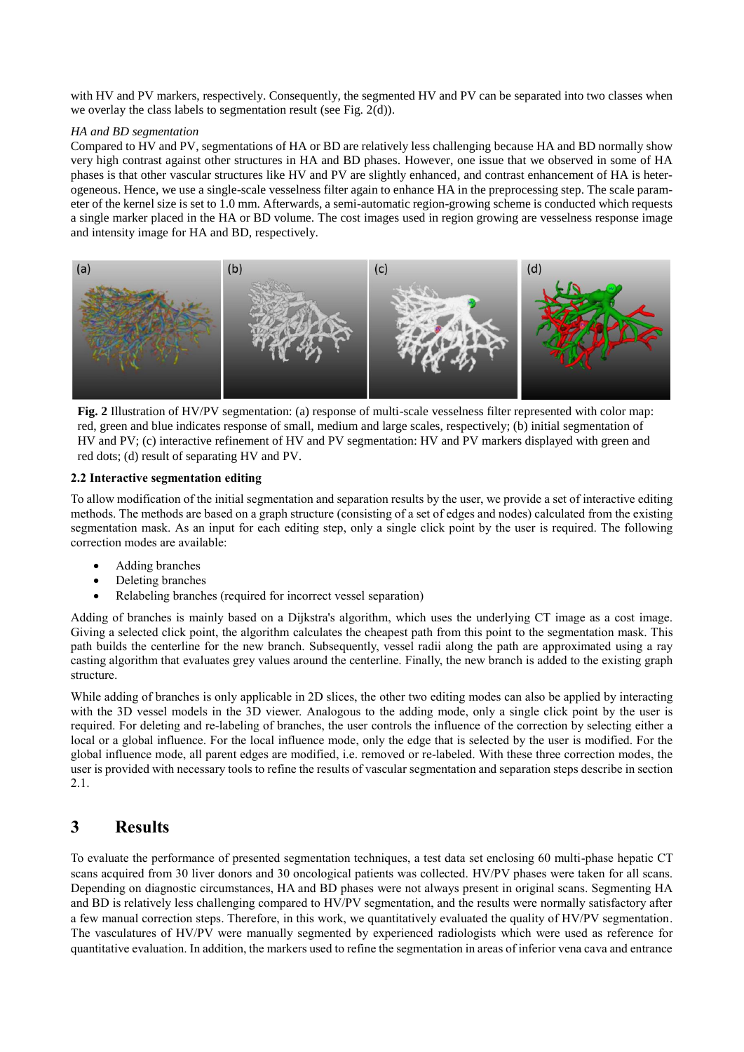with HV and PV markers, respectively. Consequently, the segmented HV and PV can be separated into two classes when we overlay the class labels to segmentation result (see Fig. 2(d)).

*HA and BD segmentation*

Compared to HV and PV, segmentations of HA or BD are relatively less challenging because HA and BD normally show very high contrast against other structures in HA and BD phases. However, one issue that we observed in some of HA phases is that other vascular structures like HV and PV are slightly enhanced, and contrast enhancement of HA is heterogeneous. Hence, we use a single-scale vesselness filter again to enhance HA in the preprocessing step. The scale parameter of the kernel size is set to 1.0 mm. Afterwards, a semi-automatic region-growing scheme is conducted which requests a single marker placed in the HA or BD volume. The cost images used in region growing are vesselness response image and intensity image for HA and BD, respectively.

**Fig. 2** Illustration of HV/PV segmentation: (a) response of multi-scale vesselness filter represented with color map: red, green and blue indicates response of small, medium and large scales, respectively; (b) initial segmentation of HV and PV; (c) interactive refinement of HV and PV segmentation: HV and PV markers displayed with green and red dots; (d) result of separating HV and PV.

### 2.2 Interactive segmentation editing

To allow modification of the initial segmentation and separation results by the user, we provide a set of interactive editing methods. The methods are based on a graph structure (consisting of a set of edges and nodes) calculated from the existing segmentation mask. As an input for each editing step, only a single click point by the user is required. The following correction modes are available:

- Adding branches
- Deleting branches
- Relabeling branches (required for incorrect vessel separation)

Adding of branches is mainly based on a Dijkstra's algorithm, which uses the underlying CT image as a cost image. Giving a selected click point, the algorithm calculates the cheapest path from this point to the segmentation mask. This path builds the centerline for the new branch. Subsequently, vessel radii along the path are approximated using a ray casting algorithm that evaluates grey values around the centerline. Finally, the new branch is added to the existing graph structure.

While adding of branches is only applicable in 2D slices, the other two editing modes can also be applied by interacting with the 3D vessel models in the 3D viewer. Analogous to the adding mode, only a single click point by the user is required. For deleting and re-labeling of branches, the user controls the influence of the correction by selecting either a local or a global influence. For the local influence mode, only the edge that is selected by the user is modified. For the global influence mode, all parent edges are modified, i.e. removed or re-labeled. With these three correction modes, the user is provided with necessary tools to refine the results of vascular segmentation and separation steps describe in section 2.1.

# 3 Results

To evaluate the performance of presented segmentation techniques, a test data set enclosing 60 multi-phase hepatic CT scans acquired from 30 liver donors and 30 oncological patients was collected. HV/PV phases were taken for all scans. Depending on diagnostic circumstances, HA and BD phases were not always present in original scans. Segmenting HA and BD is relatively less challenging compared to HV/PV segmentation, and the results were normally satisfactory after a few manual correction steps. Therefore, in this work, we quantitatively evaluated the quality of HV/PV segmentation. The vasculatures of HV/PV were manually segmented by experienced radiologists which were used as reference for quantitative evaluation. In addition, the markers used to refine the segmentation in areas of inferior vena cava and entrance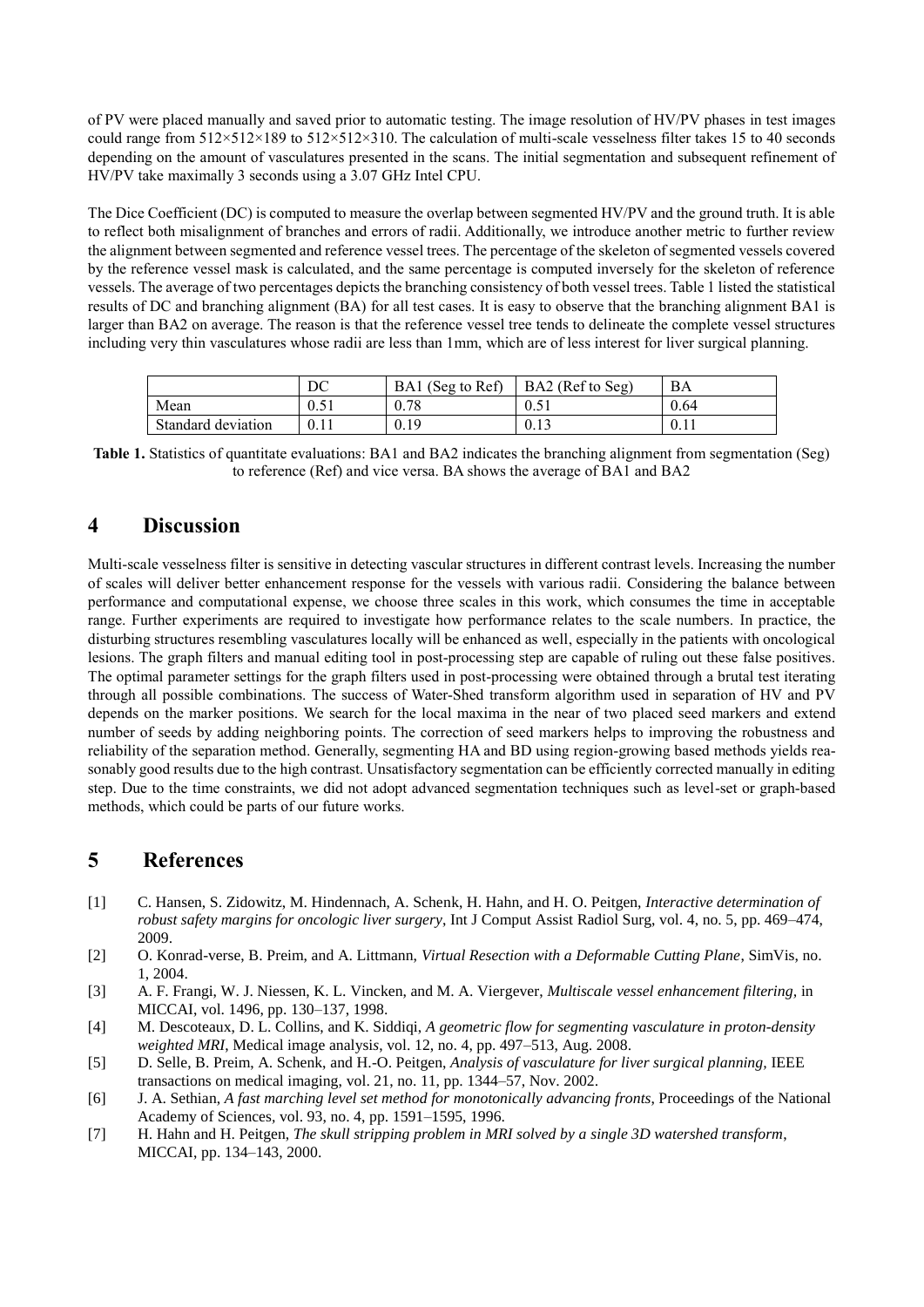of PV were placed manually and saved prior to automatic testing. The image resolution of HV/PV phases in test images could range from 512×512×189 to 512×512×310. The calculation of multi-scale vesselness filter takes 15 to 40 seconds depending on the amount of vasculatures presented in the scans. The initial segmentation and subsequent refinement of HV/PV take maximally 3 seconds using a 3.07 GHz Intel CPU.

The Dice Coefficient (DC) is computed to measure the overlap between segmented HV/PV and the ground truth. It is able to reflect both misalignment of branches and errors of radii. Additionally, we introduce another metric to further review the alignment between segmented and reference vessel trees. The percentage of the skeleton of segmented vessels covered by the reference vessel mask is calculated, and the same percentage is computed inversely for the skeleton of reference vessels. The average of two percentages depicts the branching consistency of both vessel trees. Table 1 listed the statistical results of DC and branching alignment (BA) for all test cases. It is easy to observe that the branching alignment BA1 is larger than BA2 on average. The reason is that the reference vessel tree tends to delineate the complete vessel structures including very thin vasculatures whose radii are less than 1mm, which are of less interest for liver surgical planning.

| | DC | BA1 (Seg to Ref) | BA2 (Ref to Seg) | BA |
|---|---|---|---|---|
| Mean | 0.51 | 0.78 | 0.51 | 0.64 |
| Standard deviation | 0.11 | 0.19 | 0.13 | 0.11 |

**Table 1.** Statistics of quantitate evaluations: BA1 and BA2 indicates the branching alignment from segmentation (Seg) to reference (Ref) and vice versa. BA shows the average of BA1 and BA2

## 4 Discussion

Multi-scale vesselness filter is sensitive in detecting vascular structures in different contrast levels. Increasing the number of scales will deliver better enhancement response for the vessels with various radii. Considering the balance between performance and computational expense, we choose three scales in this work, which consumes the time in acceptable range. Further experiments are required to investigate how performance relates to the scale numbers. In practice, the disturbing structures resembling vasculatures locally will be enhanced as well, especially in the patients with oncological lesions. The graph filters and manual editing tool in post-processing step are capable of ruling out these false positives. The optimal parameter settings for the graph filters used in post-processing were obtained through a brutal test iterating through all possible combinations. The success of Water-Shed transform algorithm used in separation of HV and PV depends on the marker positions. We search for the local maxima in the near of two placed seed markers and extend number of seeds by adding neighboring points. The correction of seed markers helps to improving the robustness and reliability of the separation method. Generally, segmenting HA and BD using region-growing based methods yields reasonably good results due to the high contrast. Unsatisfactory segmentation can be efficiently corrected manually in editing step. Due to the time constraints, we did not adopt advanced segmentation techniques such as level-set or graph-based methods, which could be parts of our future works.

## 5 References

[1] C. Hansen, S. Zidowitz, M. Hindennach, A. Schenk, H. Hahn, and H. O. Peitgen, *Interactive determination of robust safety margins for oncologic liver surgery*, Int J Comput Assist Radiol Surg, vol. 4, no. 5, pp. 469–474, 2009.

[2] O. Konrad-verse, B. Preim, and A. Littmann, *Virtual Resection with a Deformable Cutting Plane*, SimVis, no. 1, 2004.

[3] A. F. Frangi, W. J. Niessen, K. L. Vincken, and M. A. Viergever, *Multiscale vessel enhancement filtering*, in MICCAI, vol. 1496, pp. 130–137, 1998.

[4] M. Descoteaux, D. L. Collins, and K. Siddiqi, *A geometric flow for segmenting vasculature in proton-density weighted MRI*, Medical image analysis, vol. 12, no. 4, pp. 497–513, Aug. 2008.

[5] D. Selle, B. Preim, A. Schenk, and H.-O. Peitgen, *Analysis of vasculature for liver surgical planning*, IEEE transactions on medical imaging, vol. 21, no. 11, pp. 1344–57, Nov. 2002.

[6] J. A. Sethian, *A fast marching level set method for monotonically advancing fronts*, Proceedings of the National Academy of Sciences, vol. 93, no. 4, pp. 1591–1595, 1996.

[7] H. Hahn and H. Peitgen, *The skull stripping problem in MRI solved by a single 3D watershed transform*, MICCAI, pp. 134–143, 2000.